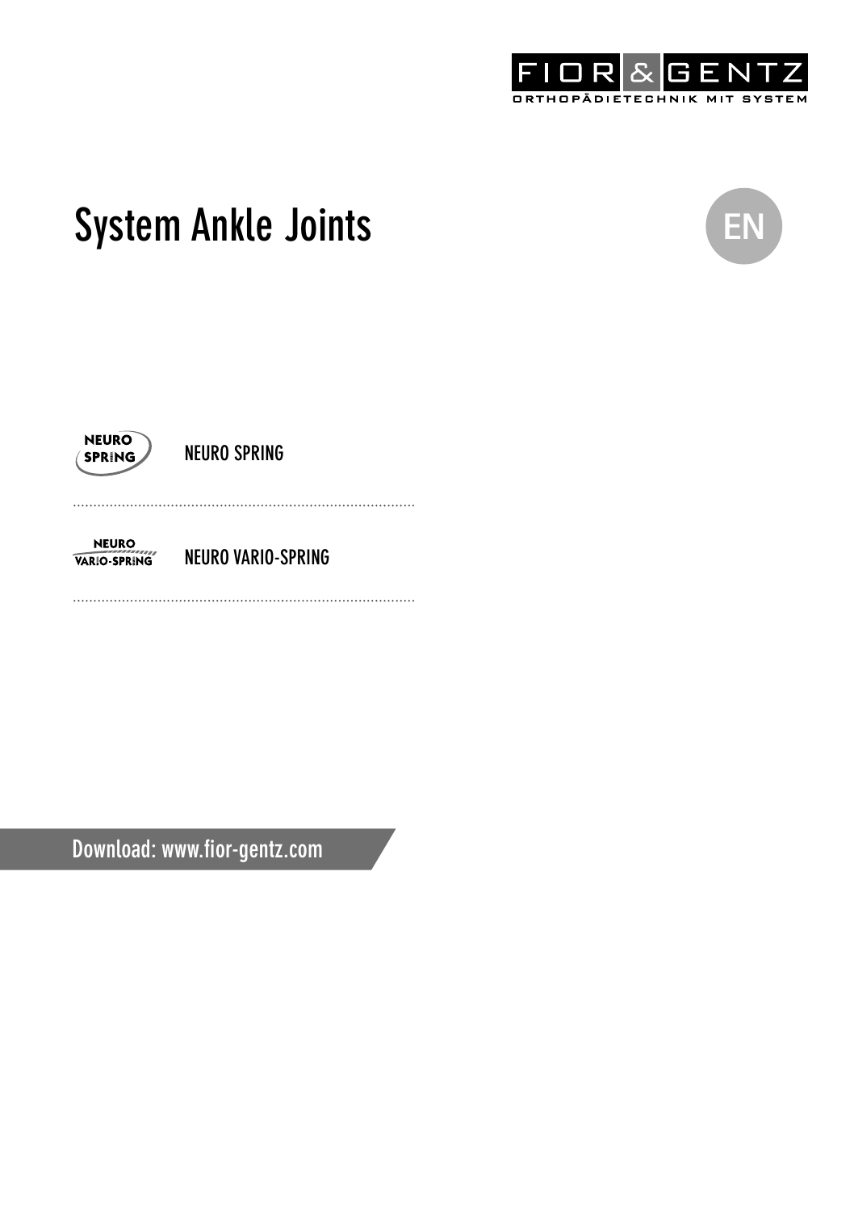FIOR & GENTZ

ORTHOPÄDIETECHNIK MIT SYSTEM

# System Ankle Joints

EN

NEURO SPRING

NEURO VARIO-SPRING

Download: www.fior-gentz.com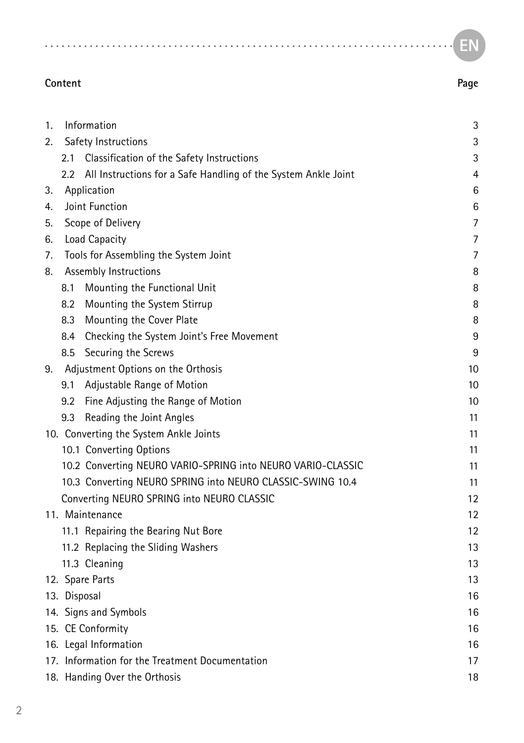EN

| Content | Page |
|---|---|
| 1. Information | 3 |
| 2. Safety Instructions | 3 |
| 2.1 Classification of the Safety Instructions | 3 |
| 2.2 All Instructions for a Safe Handling of the System Ankle Joint | 4 |
| 3. Application | 6 |
| 4. Joint Function | 6 |
| 5. Scope of Delivery | 7 |
| 6. Load Capacity | 7 |
| 7. Tools for Assembling the System Joint | 7 |
| 8. Assembly Instructions | 8 |
| 8.1 Mounting the Functional Unit | 8 |
| 8.2 Mounting the System Stirrup | 8 |
| 8.3 Mounting the Cover Plate | 8 |
| 8.4 Checking the System Joint's Free Movement | 9 |
| 8.5 Securing the Screws | 9 |
| 9. Adjustment Options on the Orthosis | 10 |
| 9.1 Adjustable Range of Motion | 10 |
| 9.2 Fine Adjusting the Range of Motion | 10 |
| 9.3 Reading the Joint Angles | 11 |
| 10. Converting the System Ankle Joints | 11 |
| 10.1 Converting Options | 11 |
| 10.2 Converting NEURO VARIO-SPRING into NEURO VARIO-CLASSIC | 11 |
| 10.3 Converting NEURO SPRING into NEURO CLASSIC-SWING 10.4 | 11 |
| Converting NEURO SPRING into NEURO CLASSIC | 12 |
| 11. Maintenance | 12 |
| 11.1 Repairing the Bearing Nut Bore | 12 |
| 11.2 Replacing the Sliding Washers | 13 |
| 11.3 Cleaning | 13 |
| 12. Spare Parts | 13 |
| 13. Disposal | 16 |
| 14. Signs and Symbols | 16 |
| 15. CE Conformity | 16 |
| 16. Legal Information | 16 |
| 17. Information for the Treatment Documentation | 17 |
| 18. Handing Over the Orthosis | 18 |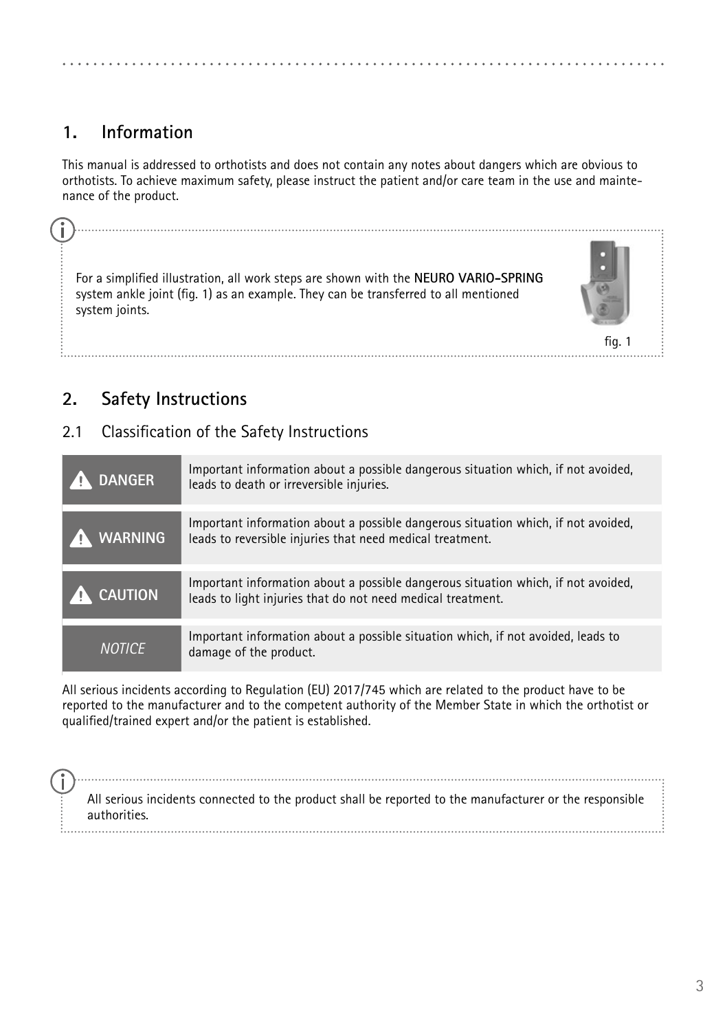## 1. Information

This manual is addressed to orthotists and does not contain any notes about dangers which are obvious to orthotists. To achieve maximum safety, please instruct the patient and/or care team in the use and maintenance of the product.

For a simplified illustration, all work steps are shown with the **NEURO VARIO-SPRING** system ankle joint (fig. 1) as an example. They can be transferred to all mentioned system joints.

fig. 1

## 2. Safety Instructions

### 2.1 Classification of the Safety Instructions

| | |
|---|---|
| **DANGER** | Important information about a possible dangerous situation which, if not avoided, leads to death or irreversible injuries. |
| **WARNING** | Important information about a possible dangerous situation which, if not avoided, leads to reversible injuries that need medical treatment. |
| **CAUTION** | Important information about a possible dangerous situation which, if not avoided, leads to light injuries that do not need medical treatment. |
| *NOTICE* | Important information about a possible situation which, if not avoided, leads to damage of the product. |

All serious incidents according to Regulation (EU) 2017/745 which are related to the product have to be reported to the manufacturer and to the competent authority of the Member State in which the orthotist or qualified/trained expert and/or the patient is established.

All serious incidents connected to the product shall be reported to the manufacturer or the responsible authorities.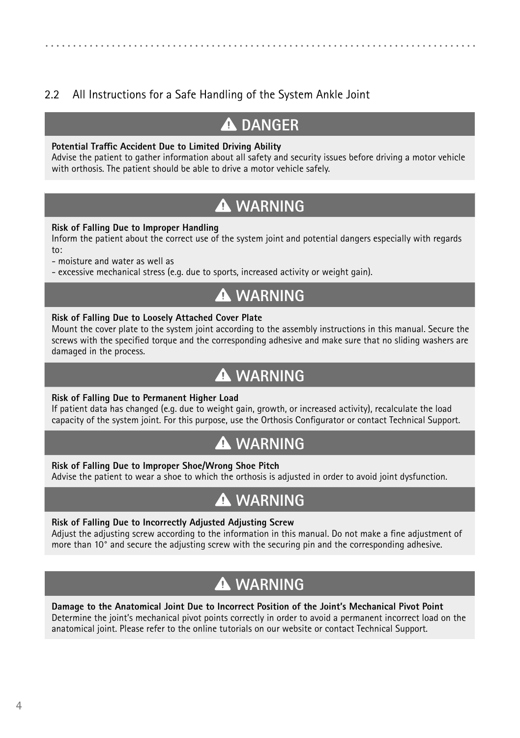## 2.2 All Instructions for a Safe Handling of the System Ankle Joint

### ⚠ DANGER

**Potential Traffic Accident Due to Limited Driving Ability**
Advise the patient to gather information about all safety and security issues before driving a motor vehicle with orthosis. The patient should be able to drive a motor vehicle safely.

### ⚠ WARNING

**Risk of Falling Due to Improper Handling**
Inform the patient about the correct use of the system joint and potential dangers especially with regards to:
- moisture and water as well as
- excessive mechanical stress (e.g. due to sports, increased activity or weight gain).

### ⚠ WARNING

**Risk of Falling Due to Loosely Attached Cover Plate**
Mount the cover plate to the system joint according to the assembly instructions in this manual. Secure the screws with the specified torque and the corresponding adhesive and make sure that no sliding washers are damaged in the process.

### ⚠ WARNING

**Risk of Falling Due to Permanent Higher Load**
If patient data has changed (e.g. due to weight gain, growth, or increased activity), recalculate the load capacity of the system joint. For this purpose, use the Orthosis Configurator or contact Technical Support.

### ⚠ WARNING

**Risk of Falling Due to Improper Shoe/Wrong Shoe Pitch**
Advise the patient to wear a shoe to which the orthosis is adjusted in order to avoid joint dysfunction.

### ⚠ WARNING

**Risk of Falling Due to Incorrectly Adjusted Adjusting Screw**
Adjust the adjusting screw according to the information in this manual. Do not make a fine adjustment of more than 10° and secure the adjusting screw with the securing pin and the corresponding adhesive.

### ⚠ WARNING

**Damage to the Anatomical Joint Due to Incorrect Position of the Joint's Mechanical Pivot Point**
Determine the joint's mechanical pivot points correctly in order to avoid a permanent incorrect load on the anatomical joint. Please refer to the online tutorials on our website or contact Technical Support.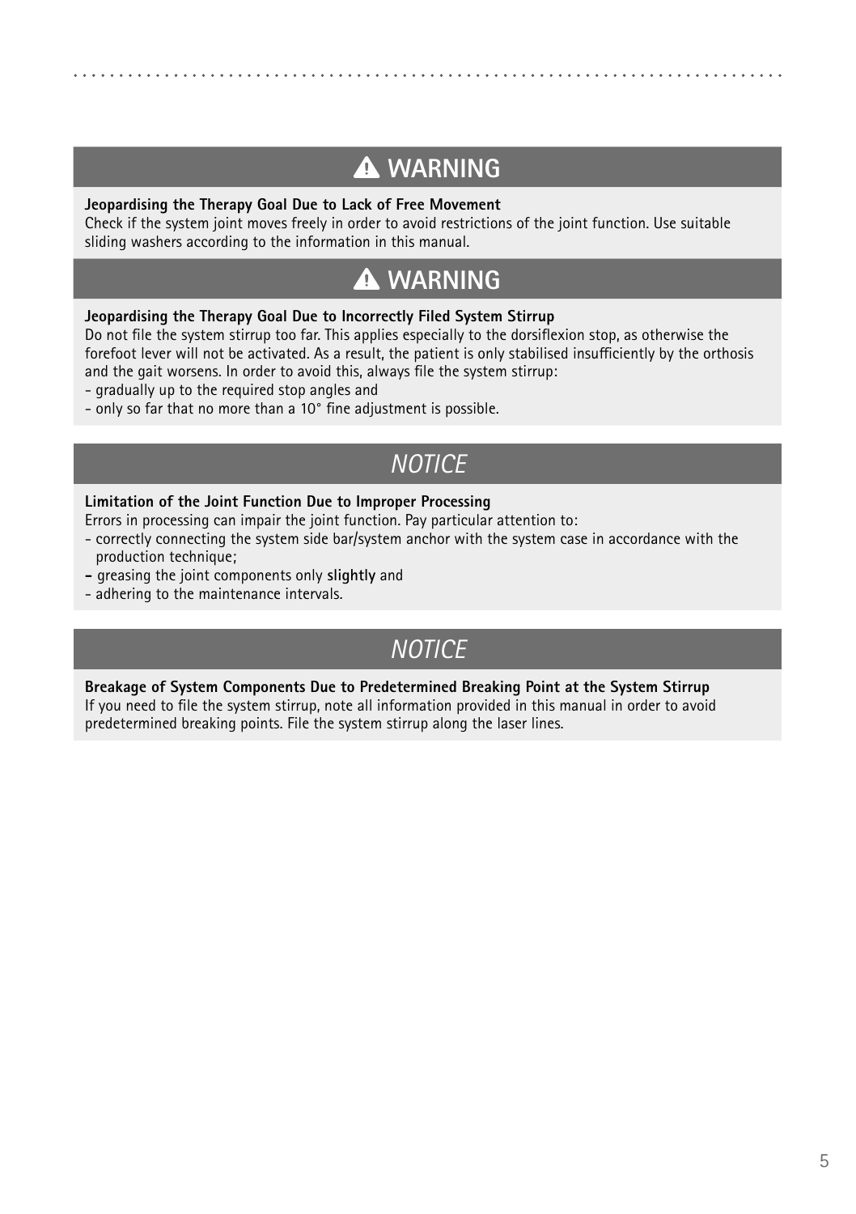## ⚠ WARNING

**Jeopardising the Therapy Goal Due to Lack of Free Movement**
Check if the system joint moves freely in order to avoid restrictions of the joint function. Use suitable sliding washers according to the information in this manual.

## ⚠ WARNING

**Jeopardising the Therapy Goal Due to Incorrectly Filed System Stirrup**
Do not file the system stirrup too far. This applies especially to the dorsiflexion stop, as otherwise the forefoot lever will not be activated. As a result, the patient is only stabilised insufficiently by the orthosis and the gait worsens. In order to avoid this, always file the system stirrup:

- gradually up to the required stop angles and
- only so far that no more than a 10° fine adjustment is possible.

## *NOTICE*

**Limitation of the Joint Function Due to Improper Processing**
Errors in processing can impair the joint function. Pay particular attention to:

- correctly connecting the system side bar/system anchor with the system case in accordance with the production technique;
- greasing the joint components only **slightly** and
- adhering to the maintenance intervals.

## *NOTICE*

**Breakage of System Components Due to Predetermined Breaking Point at the System Stirrup**
If you need to file the system stirrup, note all information provided in this manual in order to avoid predetermined breaking points. File the system stirrup along the laser lines.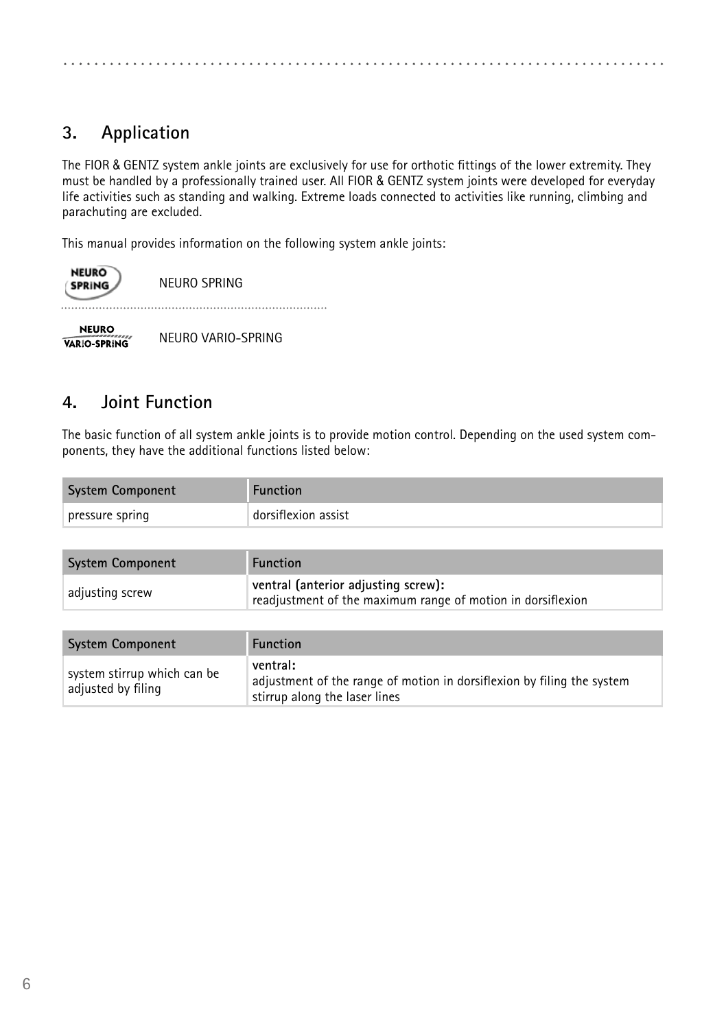## 3. Application

The FIOR & GENTZ system ankle joints are exclusively for use for orthotic fittings of the lower extremity. They must be handled by a professionally trained user. All FIOR & GENTZ system joints were developed for everyday life activities such as standing and walking. Extreme loads connected to activities like running, climbing and parachuting are excluded.

This manual provides information on the following system ankle joints:

NEURO SPRING

NEURO VARIO-SPRING

## 4. Joint Function

The basic function of all system ankle joints is to provide motion control. Depending on the used system components, they have the additional functions listed below:

| System Component | Function |
|---|---|
| pressure spring | dorsiflexion assist |

| System Component | Function |
|---|---|
| adjusting screw | **ventral (anterior adjusting screw):** readjustment of the maximum range of motion in dorsiflexion |

| System Component | Function |
|---|---|
| system stirrup which can be adjusted by filing | **ventral:** adjustment of the range of motion in dorsiflexion by filing the system stirrup along the laser lines |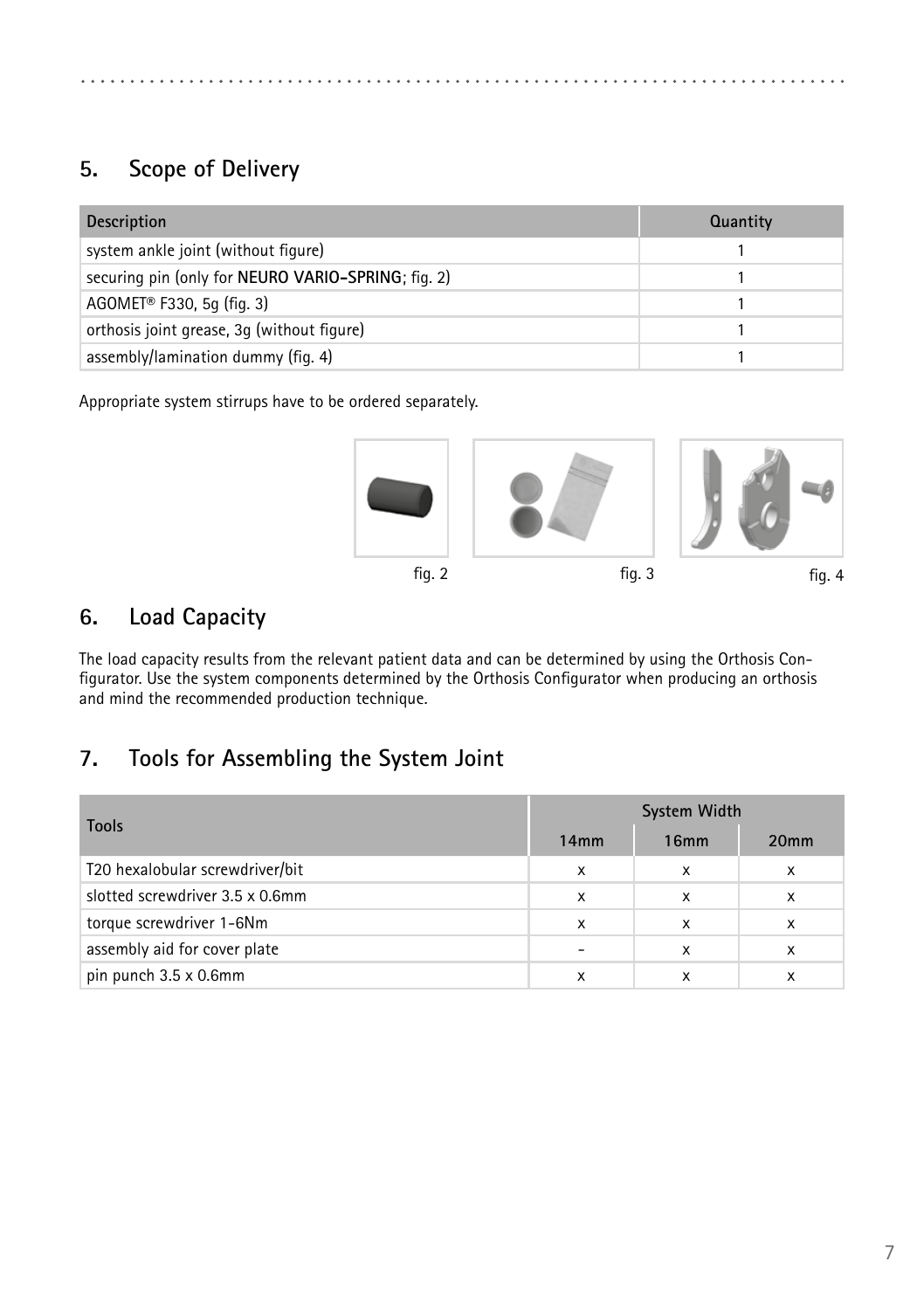## 5. Scope of Delivery

| Description | Quantity |
|---|---|
| system ankle joint (without figure) | 1 |
| securing pin (only for **NEURO VARIO-SPRING**; fig. 2) | 1 |
| AGOMET® F330, 5g (fig. 3) | 1 |
| orthosis joint grease, 3g (without figure) | 1 |
| assembly/lamination dummy (fig. 4) | 1 |

Appropriate system stirrups have to be ordered separately.

fig. 2

fig. 3

fig. 4

## 6. Load Capacity

The load capacity results from the relevant patient data and can be determined by using the Orthosis Configurator. Use the system components determined by the Orthosis Configurator when producing an orthosis and mind the recommended production technique.

## 7. Tools for Assembling the System Joint

| Tools | System Width | | |
|---|---|---|---|
| | 14mm | 16mm | 20mm |
| T20 hexalobular screwdriver/bit | x | x | x |
| slotted screwdriver 3.5 x 0.6mm | x | x | x |
| torque screwdriver 1-6Nm | x | x | x |
| assembly aid for cover plate | - | x | x |
| pin punch 3.5 x 0.6mm | x | x | x |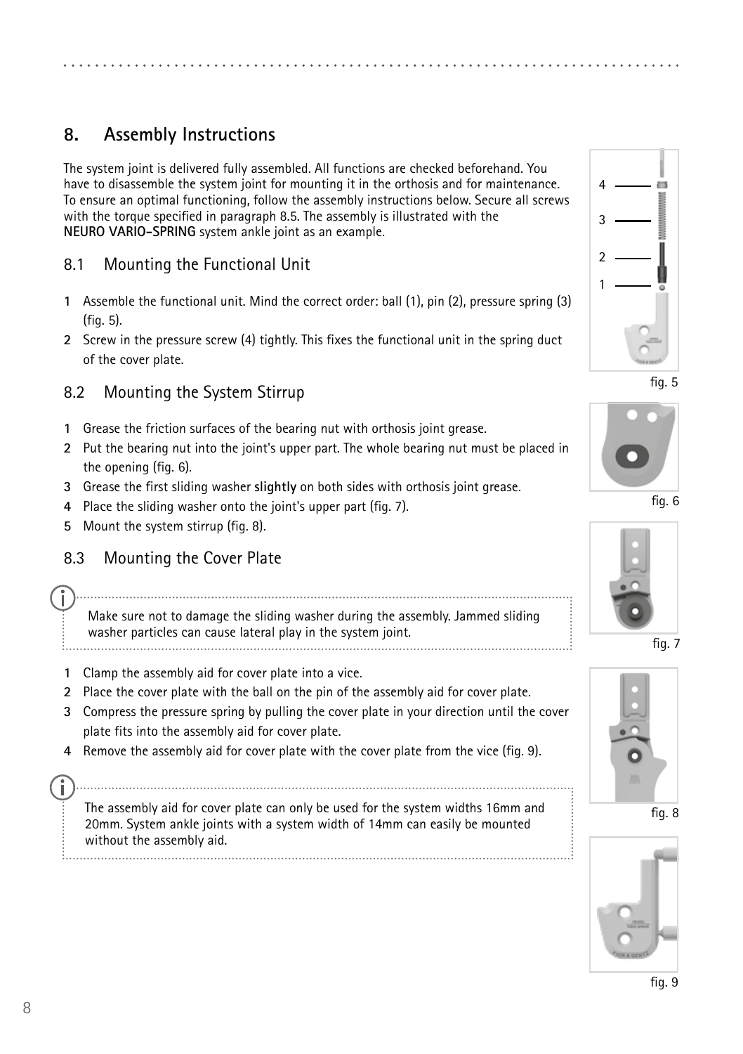## 8. Assembly Instructions

The system joint is delivered fully assembled. All functions are checked beforehand. You have to disassemble the system joint for mounting it in the orthosis and for maintenance. To ensure an optimal functioning, follow the assembly instructions below. Secure all screws with the torque specified in paragraph 8.5. The assembly is illustrated with the **NEURO VARIO-SPRING** system ankle joint as an example.

### 8.1 Mounting the Functional Unit

1. Assemble the functional unit. Mind the correct order: ball (1), pin (2), pressure spring (3) (fig. 5).
2. Screw in the pressure screw (4) tightly. This fixes the functional unit in the spring duct of the cover plate.

4
3
2
1

fig. 5

### 8.2 Mounting the System Stirrup

1. Grease the friction surfaces of the bearing nut with orthosis joint grease.
2. Put the bearing nut into the joint's upper part. The whole bearing nut must be placed in the opening (fig. 6).
3. Grease the first sliding washer **slightly** on both sides with orthosis joint grease.
4. Place the sliding washer onto the joint's upper part (fig. 7).
5. Mount the system stirrup (fig. 8).

fig. 6

fig. 7

fig. 8

### 8.3 Mounting the Cover Plate

> Make sure not to damage the sliding washer during the assembly. Jammed sliding washer particles can cause lateral play in the system joint.

1. Clamp the assembly aid for cover plate into a vice.
2. Place the cover plate with the ball on the pin of the assembly aid for cover plate.
3. Compress the pressure spring by pulling the cover plate in your direction until the cover plate fits into the assembly aid for cover plate.
4. Remove the assembly aid for cover plate with the cover plate from the vice (fig. 9).

> The assembly aid for cover plate can only be used for the system widths 16mm and 20mm. System ankle joints with a system width of 14mm can easily be mounted without the assembly aid.

fig. 9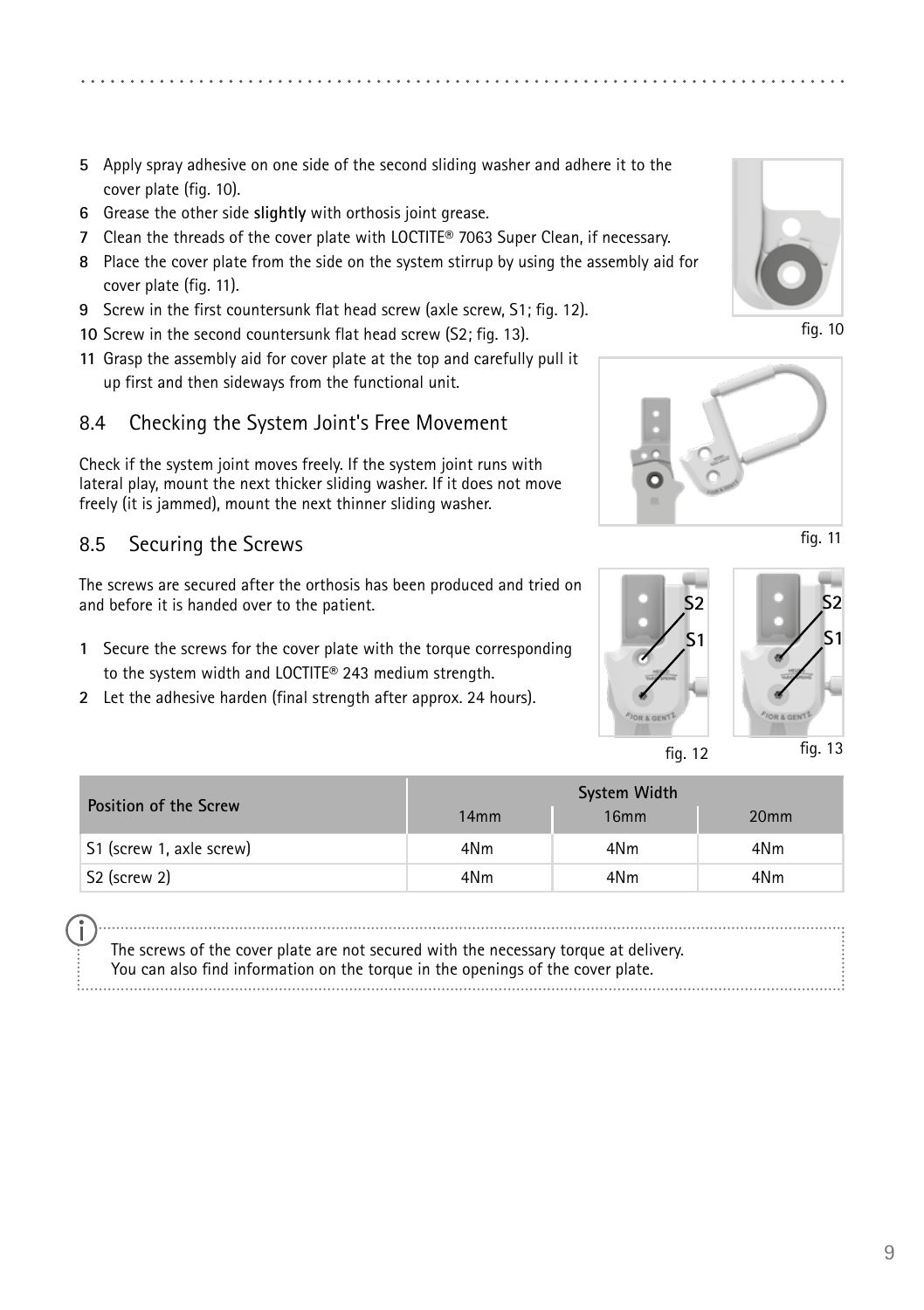5 Apply spray adhesive on one side of the second sliding washer and adhere it to the cover plate (fig. 10).
6 Grease the other side **slightly** with orthosis joint grease.
7 Clean the threads of the cover plate with LOCTITE® 7063 Super Clean, if necessary.
8 Place the cover plate from the side on the system stirrup by using the assembly aid for cover plate (fig. 11).
9 Screw in the first countersunk flat head screw (axle screw, S1; fig. 12).
10 Screw in the second countersunk flat head screw (S2; fig. 13).
11 Grasp the assembly aid for cover plate at the top and carefully pull it up first and then sideways from the functional unit.

fig. 10

fig. 11

## 8.4 Checking the System Joint's Free Movement

Check if the system joint moves freely. If the system joint runs with lateral play, mount the next thicker sliding washer. If it does not move freely (it is jammed), mount the next thinner sliding washer.

## 8.5 Securing the Screws

The screws are secured after the orthosis has been produced and tried on and before it is handed over to the patient.

1 Secure the screws for the cover plate with the torque corresponding to the system width and LOCTITE® 243 medium strength.
2 Let the adhesive harden (final strength after approx. 24 hours).

fig. 12

fig. 13

| Position of the Screw | System Width | | |
|---|---|---|---|
| | 14mm | 16mm | 20mm |
| S1 (screw 1, axle screw) | 4Nm | 4Nm | 4Nm |
| S2 (screw 2) | 4Nm | 4Nm | 4Nm |

The screws of the cover plate are not secured with the necessary torque at delivery.
You can also find information on the torque in the openings of the cover plate.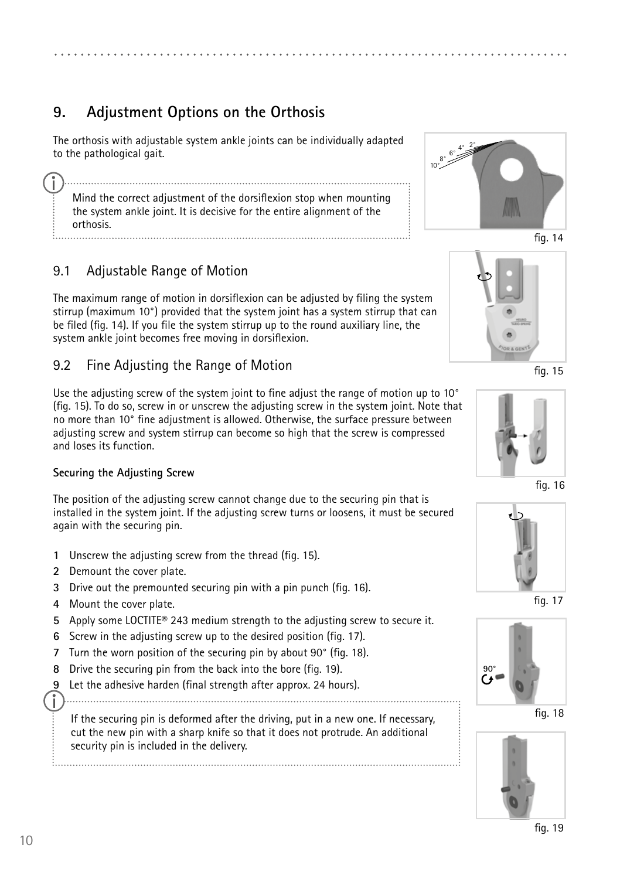## 9. Adjustment Options on the Orthosis

The orthosis with adjustable system ankle joints can be individually adapted to the pathological gait.

> Mind the correct adjustment of the dorsiflexion stop when mounting the system ankle joint. It is decisive for the entire alignment of the orthosis.

fig. 14

### 9.1 Adjustable Range of Motion

The maximum range of motion in dorsiflexion can be adjusted by filing the system stirrup (maximum 10°) provided that the system joint has a system stirrup that can be filed (fig. 14). If you file the system stirrup up to the round auxiliary line, the system ankle joint becomes free moving in dorsiflexion.

fig. 15

### 9.2 Fine Adjusting the Range of Motion

Use the adjusting screw of the system joint to fine adjust the range of motion up to 10° (fig. 15). To do so, screw in or unscrew the adjusting screw in the system joint. Note that no more than 10° fine adjustment is allowed. Otherwise, the surface pressure between adjusting screw and system stirrup can become so high that the screw is compressed and loses its function.

fig. 16

**Securing the Adjusting Screw**

The position of the adjusting screw cannot change due to the securing pin that is installed in the system joint. If the adjusting screw turns or loosens, it must be secured again with the securing pin.

1. Unscrew the adjusting screw from the thread (fig. 15).
2. Demount the cover plate.
3. Drive out the premounted securing pin with a pin punch (fig. 16).
4. Mount the cover plate.
5. Apply some LOCTITE® 243 medium strength to the adjusting screw to secure it.
6. Screw in the adjusting screw up to the desired position (fig. 17).
7. Turn the worn position of the securing pin by about 90° (fig. 18).
8. Drive the securing pin from the back into the bore (fig. 19).
9. Let the adhesive harden (final strength after approx. 24 hours).

fig. 17

fig. 18

> If the securing pin is deformed after the driving, put in a new one. If necessary, cut the new pin with a sharp knife so that it does not protrude. An additional security pin is included in the delivery.

fig. 19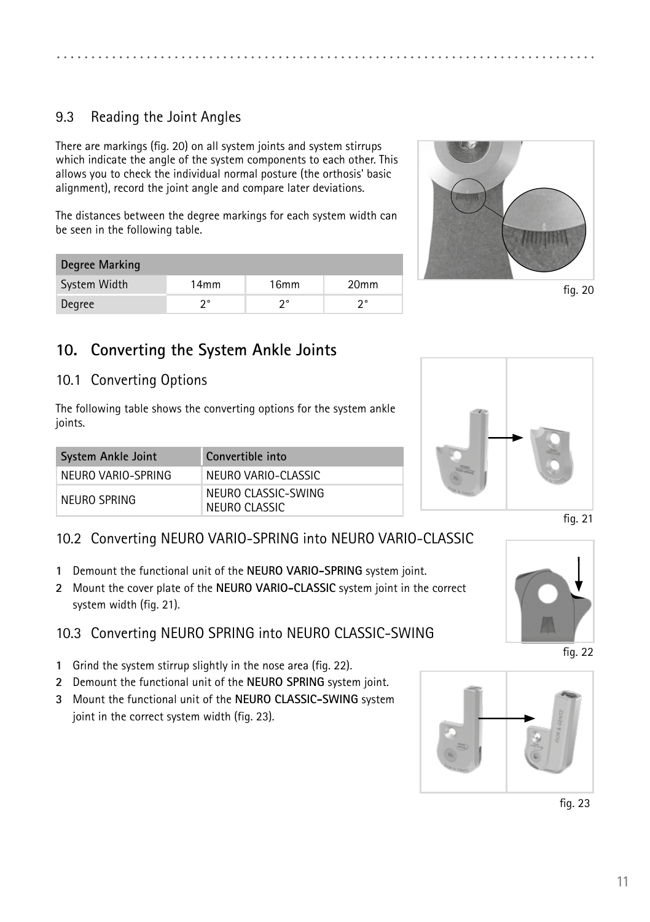## 9.3 Reading the Joint Angles

There are markings (fig. 20) on all system joints and system stirrups which indicate the angle of the system components to each other. This allows you to check the individual normal posture (the orthosis' basic alignment), record the joint angle and compare later deviations.

The distances between the degree markings for each system width can be seen in the following table.

| Degree Marking | | | |
|---|---|---|---|
| System Width | 14mm | 16mm | 20mm |
| Degree | 2° | 2° | 2° |

fig. 20

# 10. Converting the System Ankle Joints

## 10.1 Converting Options

The following table shows the converting options for the system ankle joints.

| System Ankle Joint | Convertible into |
|---|---|
| NEURO VARIO-SPRING | NEURO VARIO-CLASSIC |
| NEURO SPRING | NEURO CLASSIC-SWING<br>NEURO CLASSIC |

fig. 21

## 10.2 Converting NEURO VARIO-SPRING into NEURO VARIO-CLASSIC

1. Demount the functional unit of the **NEURO VARIO-SPRING** system joint.
2. Mount the cover plate of the **NEURO VARIO-CLASSIC** system joint in the correct system width (fig. 21).

fig. 22

## 10.3 Converting NEURO SPRING into NEURO CLASSIC-SWING

1. Grind the system stirrup slightly in the nose area (fig. 22).
2. Demount the functional unit of the **NEURO SPRING** system joint.
3. Mount the functional unit of the **NEURO CLASSIC-SWING** system joint in the correct system width (fig. 23).

fig. 23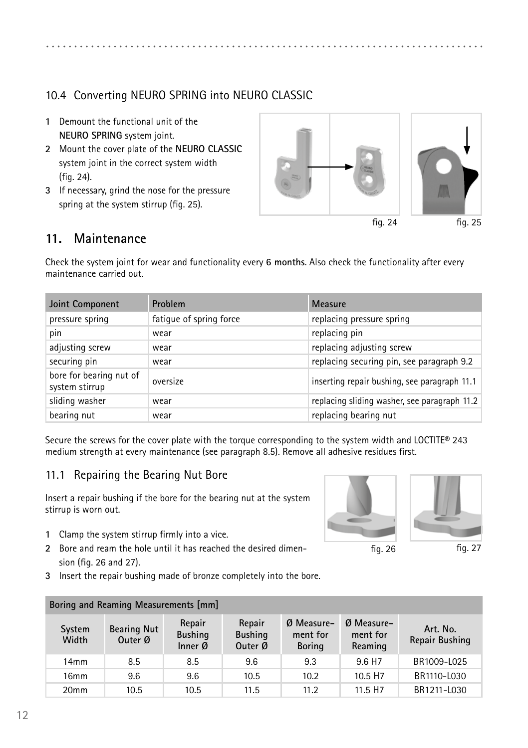## 10.4 Converting NEURO SPRING into NEURO CLASSIC

1. Demount the functional unit of the **NEURO SPRING** system joint.
2. Mount the cover plate of the **NEURO CLASSIC** system joint in the correct system width (fig. 24).
3. If necessary, grind the nose for the pressure spring at the system stirrup (fig. 25).

fig. 24

fig. 25

# 11. Maintenance

Check the system joint for wear and functionality every **6 months**. Also check the functionality after every maintenance carried out.

| Joint Component | Problem | Measure |
|---|---|---|
| pressure spring | fatigue of spring force | replacing pressure spring |
| pin | wear | replacing pin |
| adjusting screw | wear | replacing adjusting screw |
| securing pin | wear | replacing securing pin, see paragraph 9.2 |
| bore for bearing nut of system stirrup | oversize | inserting repair bushing, see paragraph 11.1 |
| sliding washer | wear | replacing sliding washer, see paragraph 11.2 |
| bearing nut | wear | replacing bearing nut |

Secure the screws for the cover plate with the torque corresponding to the system width and LOCTITE® 243 medium strength at every maintenance (see paragraph 8.5). Remove all adhesive residues first.

## 11.1 Repairing the Bearing Nut Bore

Insert a repair bushing if the bore for the bearing nut at the system stirrup is worn out.

1. Clamp the system stirrup firmly into a vice.
2. Bore and ream the hole until it has reached the desired dimension (fig. 26 and 27).
3. Insert the repair bushing made of bronze completely into the bore.

fig. 26

fig. 27

| Boring and Reaming Measurements [mm] | | | | | | |
|---|---|---|---|---|---|---|
| System Width | Bearing Nut Outer Ø | Repair Bushing Inner Ø | Repair Bushing Outer Ø | Ø Measurement for Boring | Ø Measurement for Reaming | Art. No. Repair Bushing |
| 14mm | 8.5 | 8.5 | 9.6 | 9.3 | 9.6 H7 | BR1009-L025 |
| 16mm | 9.6 | 9.6 | 10.5 | 10.2 | 10.5 H7 | BR1110-L030 |
| 20mm | 10.5 | 10.5 | 11.5 | 11.2 | 11.5 H7 | BR1211-L030 |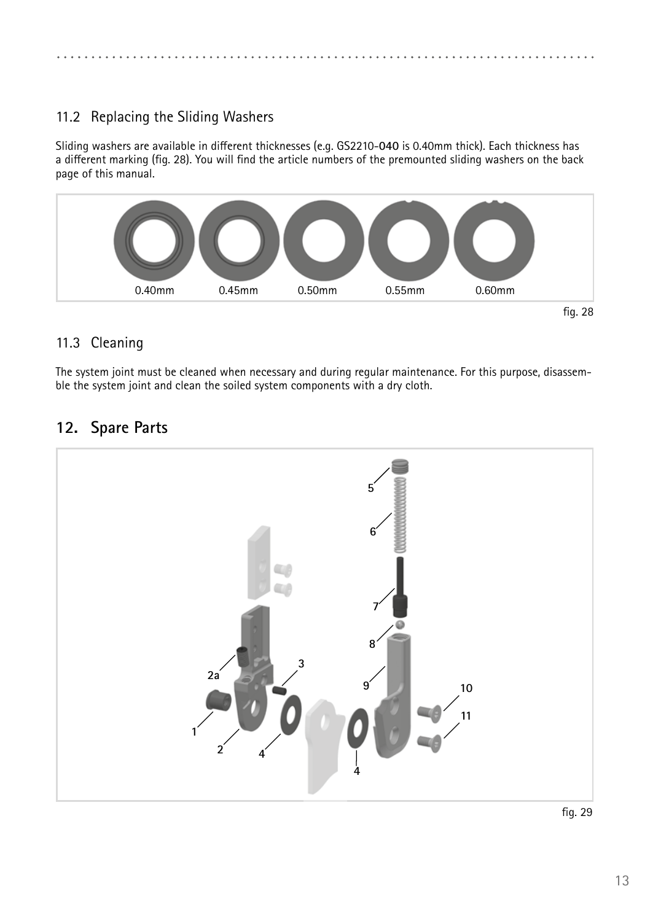## 11.2 Replacing the Sliding Washers

Sliding washers are available in different thicknesses (e.g. GS2210-**040** is 0.40mm thick). Each thickness has a different marking (fig. 28). You will find the article numbers of the premounted sliding washers on the back page of this manual.

0.40mm 0.45mm 0.50mm 0.55mm 0.60mm

fig. 28

## 11.3 Cleaning

The system joint must be cleaned when necessary and during regular maintenance. For this purpose, disassemble the system joint and clean the soiled system components with a dry cloth.

# 12. Spare Parts

fig. 29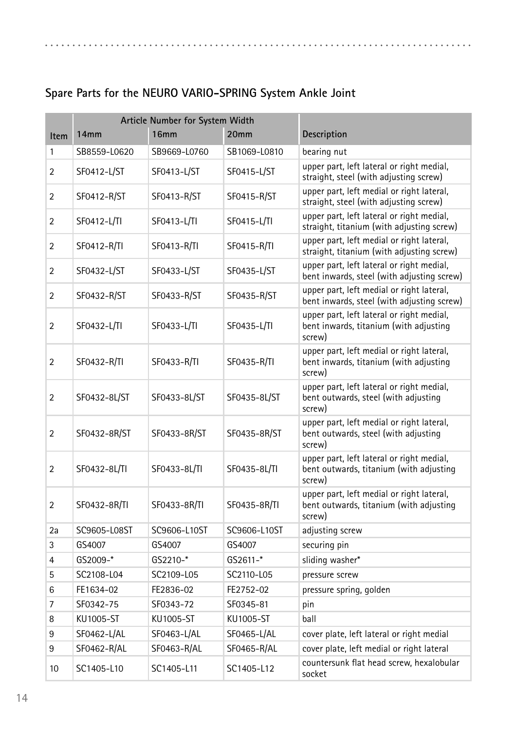## Spare Parts for the NEURO VARIO-SPRING System Ankle Joint

| Item | Article Number for System Width | | | Description |
|---|---|---|---|---|
| | 14mm | 16mm | 20mm | |
| 1 | SB8559-L0620 | SB9669-L0760 | SB1069-L0810 | bearing nut |
| 2 | SF0412-L/ST | SF0413-L/ST | SF0415-L/ST | upper part, left lateral or right medial, straight, steel (with adjusting screw) |
| 2 | SF0412-R/ST | SF0413-R/ST | SF0415-R/ST | upper part, left medial or right lateral, straight, steel (with adjusting screw) |
| 2 | SF0412-L/TI | SF0413-L/TI | SF0415-L/TI | upper part, left lateral or right medial, straight, titanium (with adjusting screw) |
| 2 | SF0412-R/TI | SF0413-R/TI | SF0415-R/TI | upper part, left medial or right lateral, straight, titanium (with adjusting screw) |
| 2 | SF0432-L/ST | SF0433-L/ST | SF0435-L/ST | upper part, left lateral or right medial, bent inwards, steel (with adjusting screw) |
| 2 | SF0432-R/ST | SF0433-R/ST | SF0435-R/ST | upper part, left medial or right lateral, bent inwards, steel (with adjusting screw) |
| 2 | SF0432-L/TI | SF0433-L/TI | SF0435-L/TI | upper part, left lateral or right medial, bent inwards, titanium (with adjusting screw) |
| 2 | SF0432-R/TI | SF0433-R/TI | SF0435-R/TI | upper part, left medial or right lateral, bent inwards, titanium (with adjusting screw) |
| 2 | SF0432-8L/ST | SF0433-8L/ST | SF0435-8L/ST | upper part, left lateral or right medial, bent outwards, steel (with adjusting screw) |
| 2 | SF0432-8R/ST | SF0433-8R/ST | SF0435-8R/ST | upper part, left medial or right lateral, bent outwards, steel (with adjusting screw) |
| 2 | SF0432-8L/TI | SF0433-8L/TI | SF0435-8L/TI | upper part, left lateral or right medial, bent outwards, titanium (with adjusting screw) |
| 2 | SF0432-8R/TI | SF0433-8R/TI | SF0435-8R/TI | upper part, left medial or right lateral, bent outwards, titanium (with adjusting screw) |
| 2a | SC9605-L08ST | SC9606-L10ST | SC9606-L10ST | adjusting screw |
| 3 | GS4007 | GS4007 | GS4007 | securing pin |
| 4 | GS2009-* | GS2210-* | GS2611-* | sliding washer* |
| 5 | SC2108-L04 | SC2109-L05 | SC2110-L05 | pressure screw |
| 6 | FE1634-02 | FE2836-02 | FE2752-02 | pressure spring, golden |
| 7 | SF0342-75 | SF0343-72 | SF0345-81 | pin |
| 8 | KU1005-ST | KU1005-ST | KU1005-ST | ball |
| 9 | SF0462-L/AL | SF0463-L/AL | SF0465-L/AL | cover plate, left lateral or right medial |
| 9 | SF0462-R/AL | SF0463-R/AL | SF0465-R/AL | cover plate, left medial or right lateral |
| 10 | SC1405-L10 | SC1405-L11 | SC1405-L12 | countersunk flat head screw, hexalobular socket |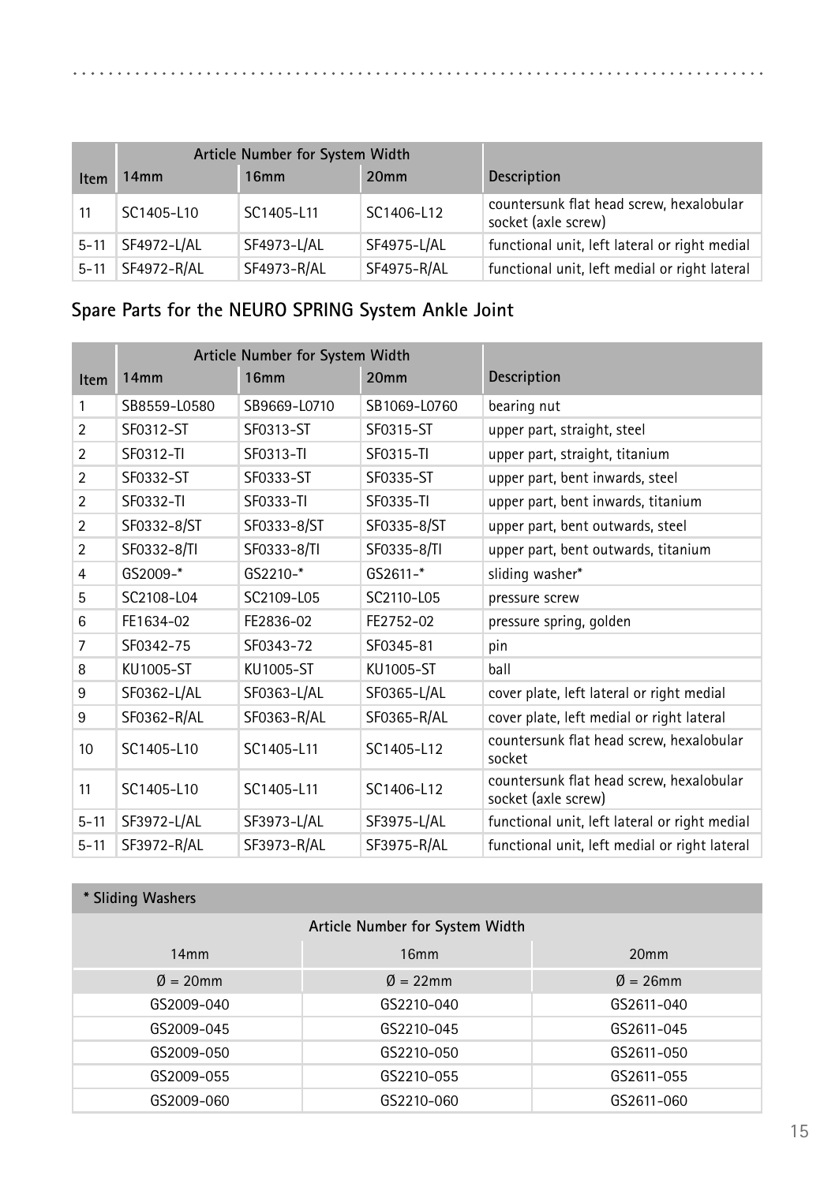| Item | Article Number for System Width | | | Description |
|---|---|---|---|---|
| | 14mm | 16mm | 20mm | |
| 11 | SC1405-L10 | SC1405-L11 | SC1406-L12 | countersunk flat head screw, hexalobular socket (axle screw) |
| 5-11 | SF4972-L/AL | SF4973-L/AL | SF4975-L/AL | functional unit, left lateral or right medial |
| 5-11 | SF4972-R/AL | SF4973-R/AL | SF4975-R/AL | functional unit, left medial or right lateral |

## Spare Parts for the NEURO SPRING System Ankle Joint

| Item | Article Number for System Width | | | Description |
|---|---|---|---|---|
| | 14mm | 16mm | 20mm | |
| 1 | SB8559-L0580 | SB9669-L0710 | SB1069-L0760 | bearing nut |
| 2 | SF0312-ST | SF0313-ST | SF0315-ST | upper part, straight, steel |
| 2 | SF0312-TI | SF0313-TI | SF0315-TI | upper part, straight, titanium |
| 2 | SF0332-ST | SF0333-ST | SF0335-ST | upper part, bent inwards, steel |
| 2 | SF0332-TI | SF0333-TI | SF0335-TI | upper part, bent inwards, titanium |
| 2 | SF0332-8/ST | SF0333-8/ST | SF0335-8/ST | upper part, bent outwards, steel |
| 2 | SF0332-8/TI | SF0333-8/TI | SF0335-8/TI | upper part, bent outwards, titanium |
| 4 | GS2009-* | GS2210-* | GS2611-* | sliding washer* |
| 5 | SC2108-L04 | SC2109-L05 | SC2110-L05 | pressure screw |
| 6 | FE1634-02 | FE2836-02 | FE2752-02 | pressure spring, golden |
| 7 | SF0342-75 | SF0343-72 | SF0345-81 | pin |
| 8 | KU1005-ST | KU1005-ST | KU1005-ST | ball |
| 9 | SF0362-L/AL | SF0363-L/AL | SF0365-L/AL | cover plate, left lateral or right medial |
| 9 | SF0362-R/AL | SF0363-R/AL | SF0365-R/AL | cover plate, left medial or right lateral |
| 10 | SC1405-L10 | SC1405-L11 | SC1405-L12 | countersunk flat head screw, hexalobular socket |
| 11 | SC1405-L10 | SC1405-L11 | SC1406-L12 | countersunk flat head screw, hexalobular socket (axle screw) |
| 5-11 | SF3972-L/AL | SF3973-L/AL | SF3975-L/AL | functional unit, left lateral or right medial |
| 5-11 | SF3972-R/AL | SF3973-R/AL | SF3975-R/AL | functional unit, left medial or right lateral |

| * Sliding Washers | | |
|---|---|---|
| Article Number for System Width | | |
| 14mm | 16mm | 20mm |
| Ø = 20mm | Ø = 22mm | Ø = 26mm |
| GS2009-040 | GS2210-040 | GS2611-040 |
| GS2009-045 | GS2210-045 | GS2611-045 |
| GS2009-050 | GS2210-050 | GS2611-050 |
| GS2009-055 | GS2210-055 | GS2611-055 |
| GS2009-060 | GS2210-060 | GS2611-060 |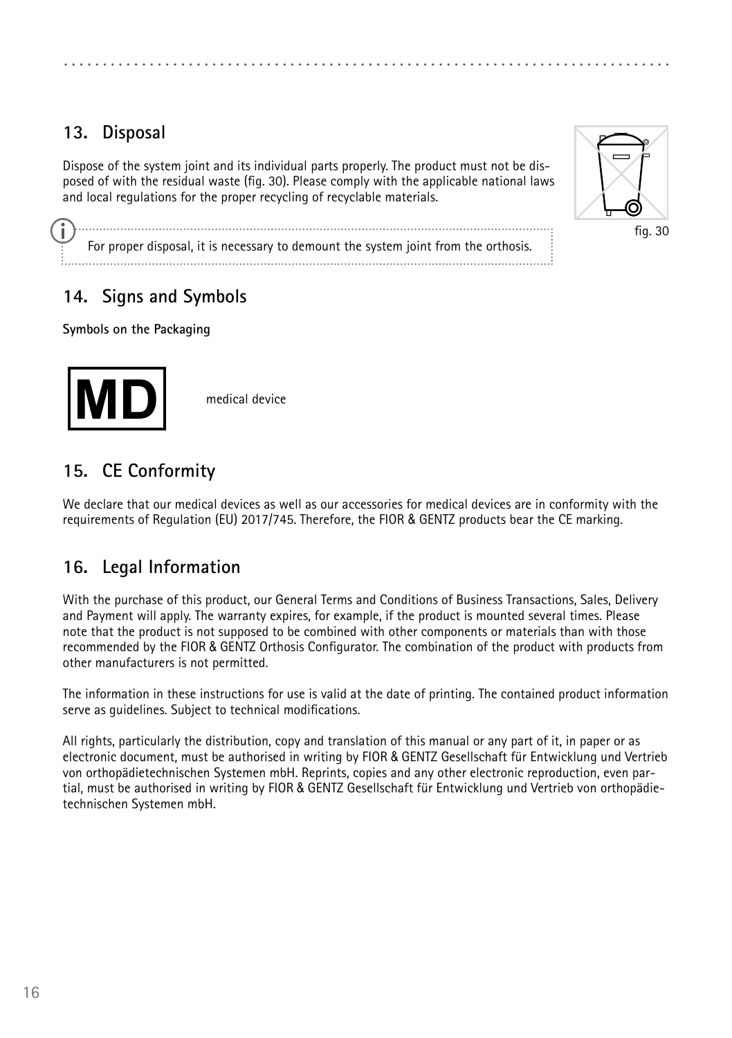## 13. Disposal

Dispose of the system joint and its individual parts properly. The product must not be disposed of with the residual waste (fig. 30). Please comply with the applicable national laws and local regulations for the proper recycling of recyclable materials.

fig. 30

For proper disposal, it is necessary to demount the system joint from the orthosis.

## 14. Signs and Symbols

**Symbols on the Packaging**

MD — medical device

## 15. CE Conformity

We declare that our medical devices as well as our accessories for medical devices are in conformity with the requirements of Regulation (EU) 2017/745. Therefore, the FIOR & GENTZ products bear the CE marking.

## 16. Legal Information

With the purchase of this product, our General Terms and Conditions of Business Transactions, Sales, Delivery and Payment will apply. The warranty expires, for example, if the product is mounted several times. Please note that the product is not supposed to be combined with other components or materials than with those recommended by the FIOR & GENTZ Orthosis Configurator. The combination of the product with products from other manufacturers is not permitted.

The information in these instructions for use is valid at the date of printing. The contained product information serve as guidelines. Subject to technical modifications.

All rights, particularly the distribution, copy and translation of this manual or any part of it, in paper or as electronic document, must be authorised in writing by FIOR & GENTZ Gesellschaft für Entwicklung und Vertrieb von orthopädietechnischen Systemen mbH. Reprints, copies and any other electronic reproduction, even partial, must be authorised in writing by FIOR & GENTZ Gesellschaft für Entwicklung und Vertrieb von orthopädietechnischen Systemen mbH.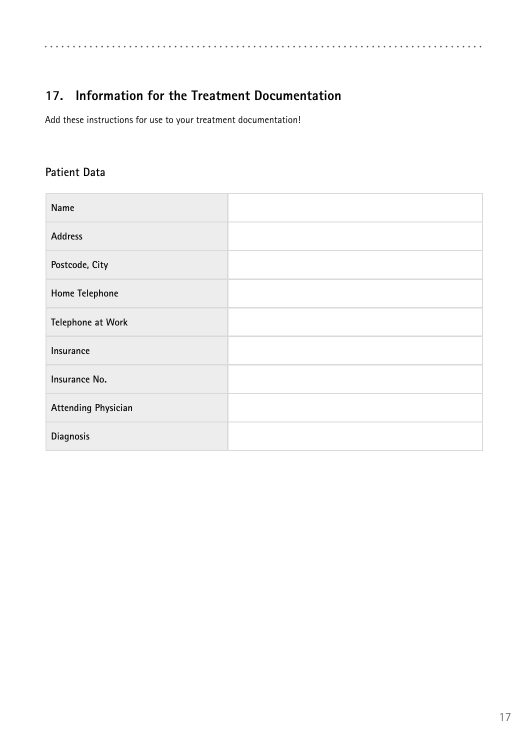## 17. Information for the Treatment Documentation

Add these instructions for use to your treatment documentation!

### Patient Data

| | |
|---|---|
| **Name** | |
| **Address** | |
| **Postcode, City** | |
| **Home Telephone** | |
| **Telephone at Work** | |
| **Insurance** | |
| **Insurance No.** | |
| **Attending Physician** | |
| **Diagnosis** | |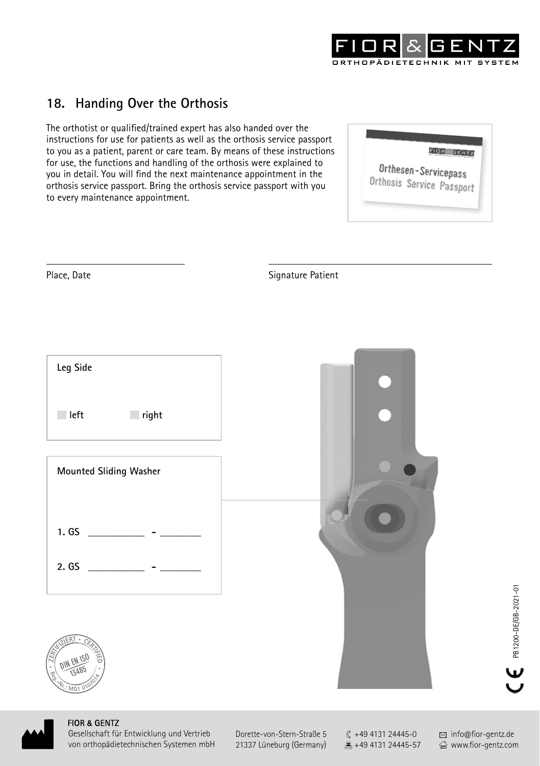## 18. Handing Over the Orthosis

The orthotist or qualified/trained expert has also handed over the instructions for use for patients as well as the orthosis service passport to you as a patient, parent or care team. By means of these instructions for use, the functions and handling of the orthosis were explained to you in detail. You will find the next maintenance appointment in the orthosis service passport. Bring the orthosis service passport with you to every maintenance appointment.

Place, Date

Signature Patient

**Leg Side**

☐ **left** ☐ **right**

**Mounted Sliding Washer**

**1. GS** ___________ – ________

**2. GS** ___________ – ________

PB1200-DE/GB-2021-01

**FIOR & GENTZ**
Gesellschaft für Entwicklung und Vertrieb von orthopädietechnischen Systemen mbH

Dorette-von-Stern-Straße 5
21337 Lüneburg (Germany)

+49 4131 24445-0
+49 4131 24445-57

info@fior-gentz.de
www.fior-gentz.com